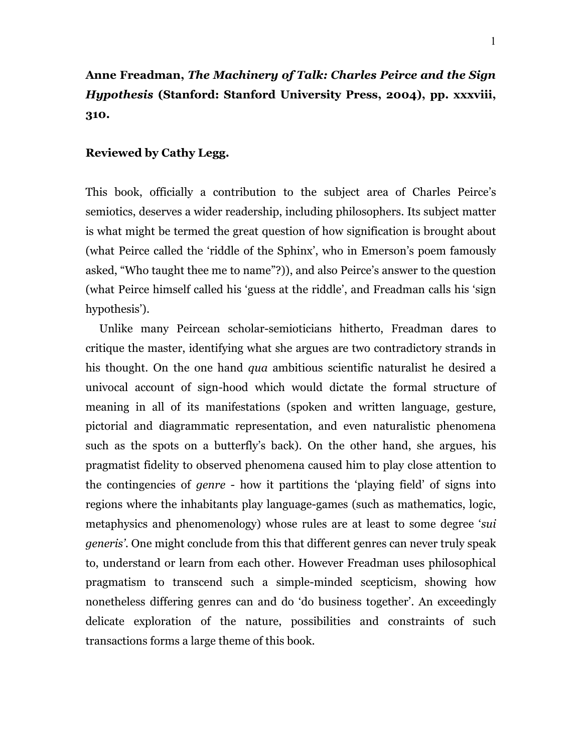**Anne Freadman, *The Machinery of Talk: Charles Peirce and the Sign Hypothesis* (Stanford: Stanford University Press, 2004), pp. xxxviii, 310.**

**Reviewed by Cathy Legg.**

This book, officially a contribution to the subject area of Charles Peirce's semiotics, deserves a wider readership, including philosophers. Its subject matter is what might be termed the great question of how signification is brought about (what Peirce called the 'riddle of the Sphinx', who in Emerson's poem famously asked, "Who taught thee me to name"?)), and also Peirce's answer to the question (what Peirce himself called his 'guess at the riddle', and Freadman calls his 'sign hypothesis').

Unlike many Peircean scholar-semioticians hitherto, Freadman dares to critique the master, identifying what she argues are two contradictory strands in his thought. On the one hand *qua* ambitious scientific naturalist he desired a univocal account of sign-hood which would dictate the formal structure of meaning in all of its manifestations (spoken and written language, gesture, pictorial and diagrammatic representation, and even naturalistic phenomena such as the spots on a butterfly's back). On the other hand, she argues, his pragmatist fidelity to observed phenomena caused him to play close attention to the contingencies of *genre* - how it partitions the 'playing field' of signs into regions where the inhabitants play language-games (such as mathematics, logic, metaphysics and phenomenology) whose rules are at least to some degree '*sui generis*'. One might conclude from this that different genres can never truly speak to, understand or learn from each other. However Freadman uses philosophical pragmatism to transcend such a simple-minded scepticism, showing how nonetheless differing genres can and do 'do business together'. An exceedingly delicate exploration of the nature, possibilities and constraints of such transactions forms a large theme of this book.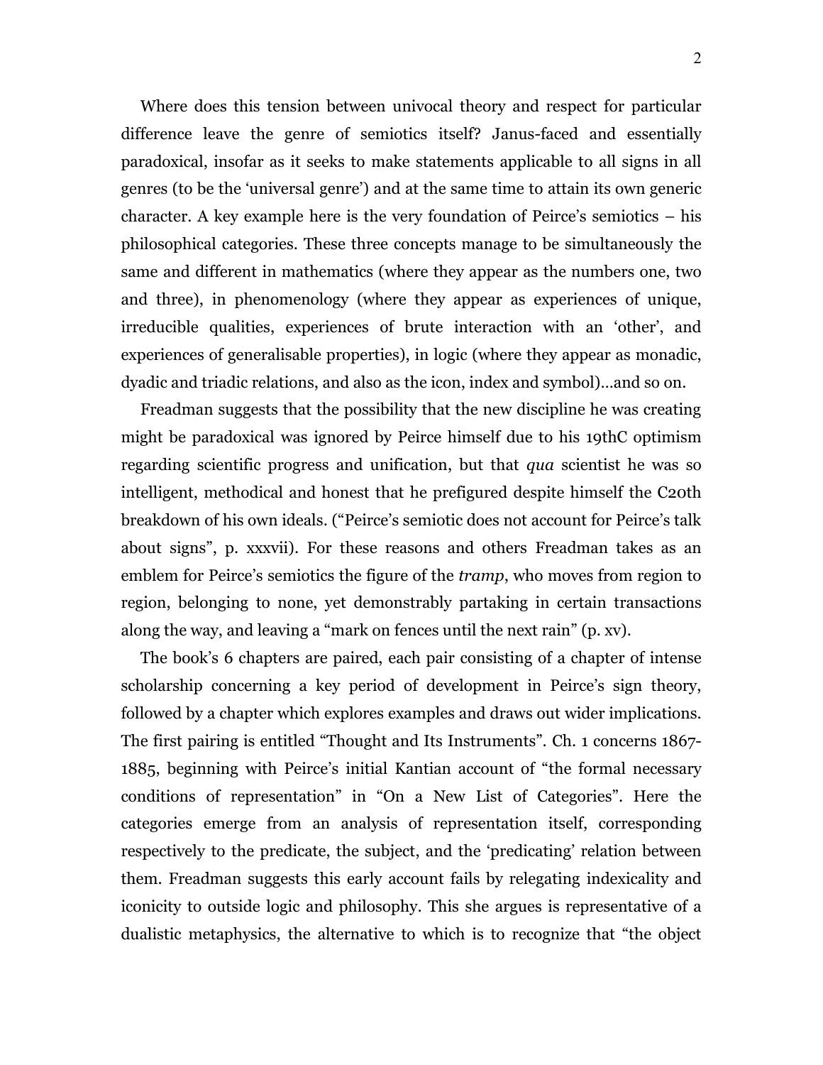Where does this tension between univocal theory and respect for particular difference leave the genre of semiotics itself? Janus-faced and essentially paradoxical, insofar as it seeks to make statements applicable to all signs in all genres (to be the 'universal genre') and at the same time to attain its own generic character. A key example here is the very foundation of Peirce's semiotics – his philosophical categories. These three concepts manage to be simultaneously the same and different in mathematics (where they appear as the numbers one, two and three), in phenomenology (where they appear as experiences of unique, irreducible qualities, experiences of brute interaction with an 'other', and experiences of generalisable properties), in logic (where they appear as monadic, dyadic and triadic relations, and also as the icon, index and symbol)…and so on.

Freadman suggests that the possibility that the new discipline he was creating might be paradoxical was ignored by Peirce himself due to his 19thC optimism regarding scientific progress and unification, but that *qua* scientist he was so intelligent, methodical and honest that he prefigured despite himself the C20th breakdown of his own ideals. ("Peirce's semiotic does not account for Peirce's talk about signs", p. xxxvii). For these reasons and others Freadman takes as an emblem for Peirce's semiotics the figure of the *tramp*, who moves from region to region, belonging to none, yet demonstrably partaking in certain transactions along the way, and leaving a "mark on fences until the next rain" (p. xv).

The book's 6 chapters are paired, each pair consisting of a chapter of intense scholarship concerning a key period of development in Peirce's sign theory, followed by a chapter which explores examples and draws out wider implications. The first pairing is entitled "Thought and Its Instruments". Ch. 1 concerns 1867-1885, beginning with Peirce's initial Kantian account of "the formal necessary conditions of representation" in "On a New List of Categories". Here the categories emerge from an analysis of representation itself, corresponding respectively to the predicate, the subject, and the 'predicating' relation between them. Freadman suggests this early account fails by relegating indexicality and iconicity to outside logic and philosophy. This she argues is representative of a dualistic metaphysics, the alternative to which is to recognize that "the object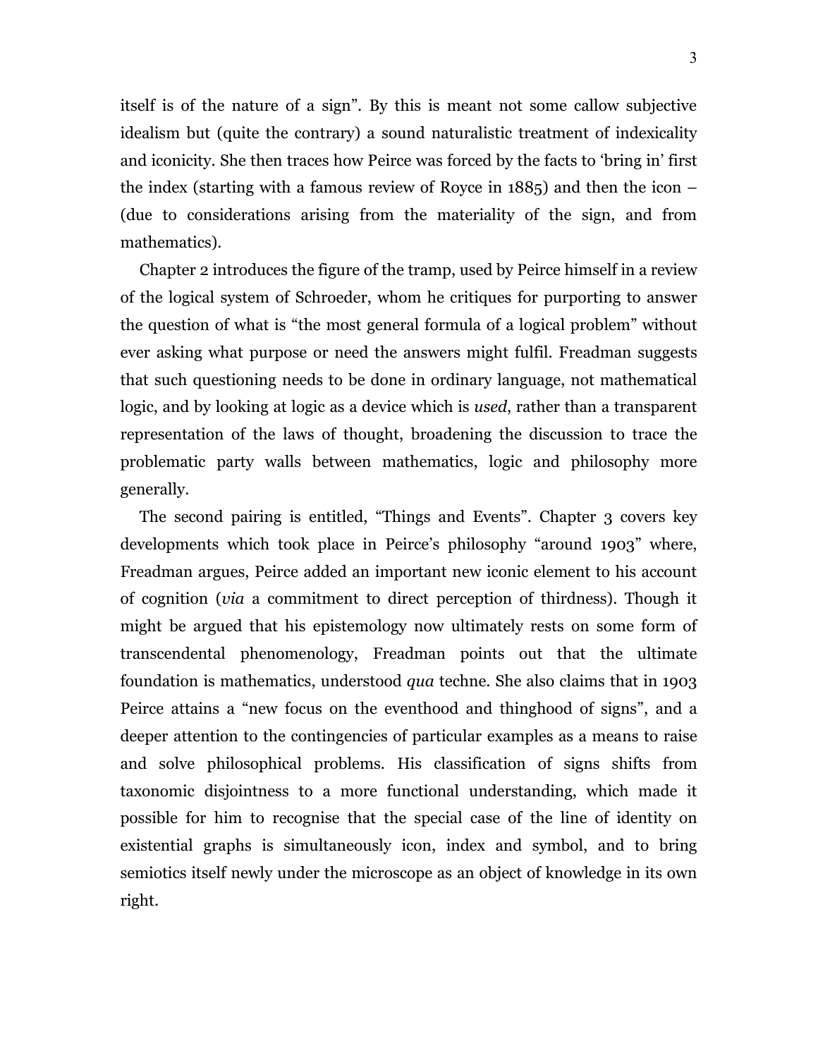itself is of the nature of a sign". By this is meant not some callow subjective idealism but (quite the contrary) a sound naturalistic treatment of indexicality and iconicity. She then traces how Peirce was forced by the facts to 'bring in' first the index (starting with a famous review of Royce in 1885) and then the icon – (due to considerations arising from the materiality of the sign, and from mathematics).

Chapter 2 introduces the figure of the tramp, used by Peirce himself in a review of the logical system of Schroeder, whom he critiques for purporting to answer the question of what is "the most general formula of a logical problem" without ever asking what purpose or need the answers might fulfil. Freadman suggests that such questioning needs to be done in ordinary language, not mathematical logic, and by looking at logic as a device which is *used*, rather than a transparent representation of the laws of thought, broadening the discussion to trace the problematic party walls between mathematics, logic and philosophy more generally.

The second pairing is entitled, "Things and Events". Chapter 3 covers key developments which took place in Peirce's philosophy "around 1903" where, Freadman argues, Peirce added an important new iconic element to his account of cognition (*via* a commitment to direct perception of thirdness). Though it might be argued that his epistemology now ultimately rests on some form of transcendental phenomenology, Freadman points out that the ultimate foundation is mathematics, understood *qua* techne. She also claims that in 1903 Peirce attains a "new focus on the eventhood and thinghood of signs", and a deeper attention to the contingencies of particular examples as a means to raise and solve philosophical problems. His classification of signs shifts from taxonomic disjointness to a more functional understanding, which made it possible for him to recognise that the special case of the line of identity on existential graphs is simultaneously icon, index and symbol, and to bring semiotics itself newly under the microscope as an object of knowledge in its own right.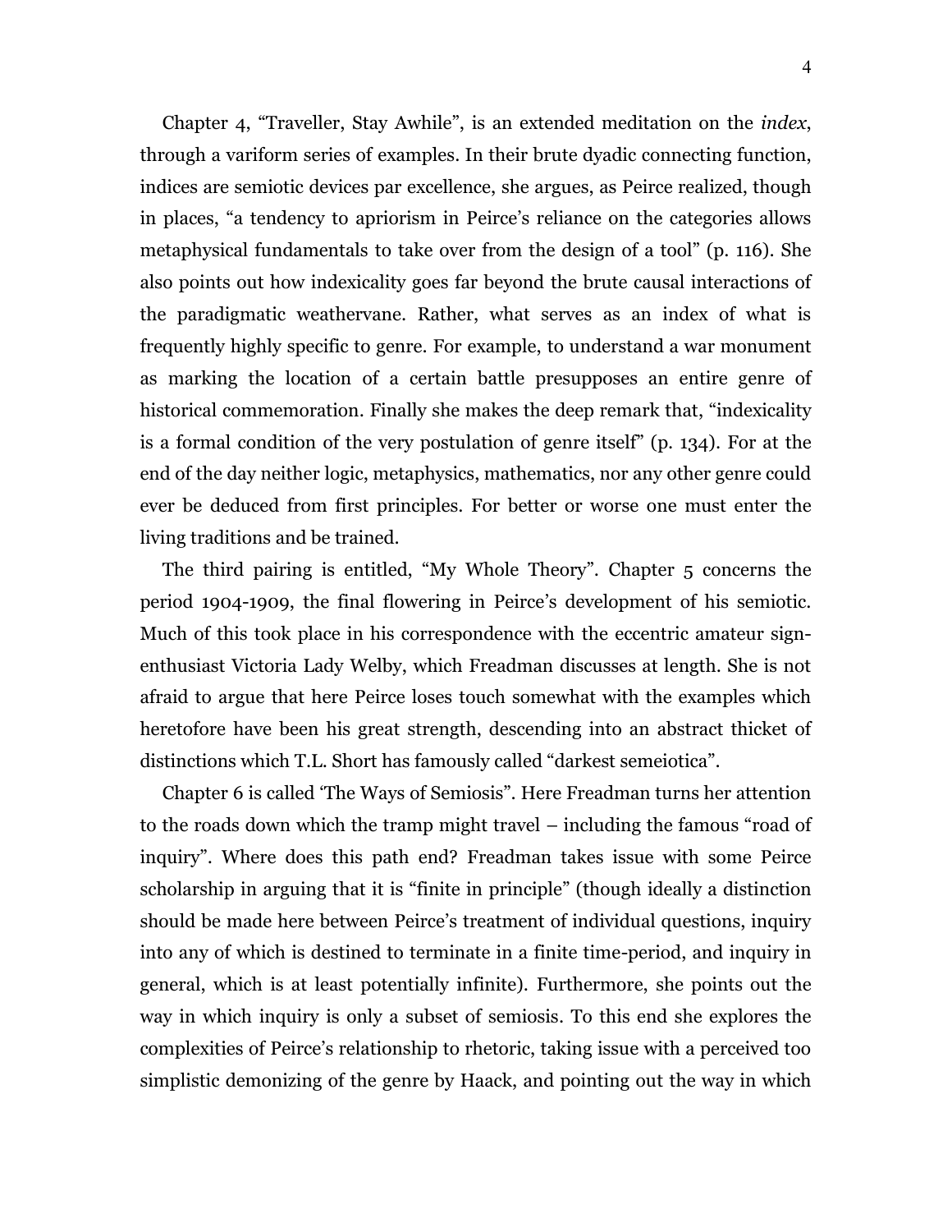Chapter 4, "Traveller, Stay Awhile", is an extended meditation on the *index*, through a variform series of examples. In their brute dyadic connecting function, indices are semiotic devices par excellence, she argues, as Peirce realized, though in places, "a tendency to apriorism in Peirce's reliance on the categories allows metaphysical fundamentals to take over from the design of a tool" (p. 116). She also points out how indexicality goes far beyond the brute causal interactions of the paradigmatic weathervane. Rather, what serves as an index of what is frequently highly specific to genre. For example, to understand a war monument as marking the location of a certain battle presupposes an entire genre of historical commemoration. Finally she makes the deep remark that, "indexicality is a formal condition of the very postulation of genre itself" (p. 134). For at the end of the day neither logic, metaphysics, mathematics, nor any other genre could ever be deduced from first principles. For better or worse one must enter the living traditions and be trained.

The third pairing is entitled, "My Whole Theory". Chapter 5 concerns the period 1904-1909, the final flowering in Peirce's development of his semiotic. Much of this took place in his correspondence with the eccentric amateur sign-enthusiast Victoria Lady Welby, which Freadman discusses at length. She is not afraid to argue that here Peirce loses touch somewhat with the examples which heretofore have been his great strength, descending into an abstract thicket of distinctions which T.L. Short has famously called "darkest semeiotica".

Chapter 6 is called 'The Ways of Semiosis". Here Freadman turns her attention to the roads down which the tramp might travel – including the famous "road of inquiry". Where does this path end? Freadman takes issue with some Peirce scholarship in arguing that it is "finite in principle" (though ideally a distinction should be made here between Peirce's treatment of individual questions, inquiry into any of which is destined to terminate in a finite time-period, and inquiry in general, which is at least potentially infinite). Furthermore, she points out the way in which inquiry is only a subset of semiosis. To this end she explores the complexities of Peirce's relationship to rhetoric, taking issue with a perceived too simplistic demonizing of the genre by Haack, and pointing out the way in which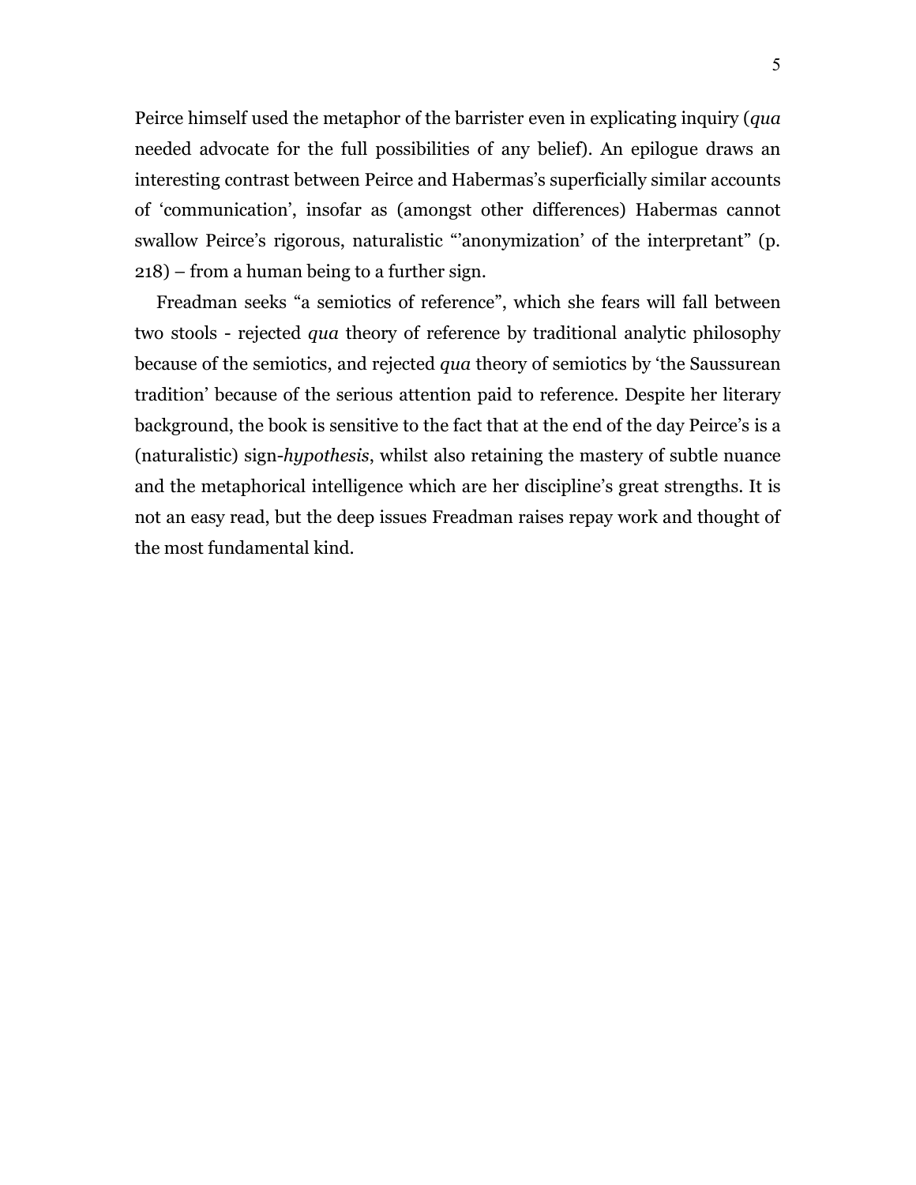Peirce himself used the metaphor of the barrister even in explicating inquiry (*qua* needed advocate for the full possibilities of any belief). An epilogue draws an interesting contrast between Peirce and Habermas's superficially similar accounts of 'communication', insofar as (amongst other differences) Habermas cannot swallow Peirce's rigorous, naturalistic "'anonymization' of the interpretant" (p. 218) – from a human being to a further sign.

Freadman seeks "a semiotics of reference", which she fears will fall between two stools - rejected *qua* theory of reference by traditional analytic philosophy because of the semiotics, and rejected *qua* theory of semiotics by 'the Saussurean tradition' because of the serious attention paid to reference. Despite her literary background, the book is sensitive to the fact that at the end of the day Peirce's is a (naturalistic) sign-*hypothesis*, whilst also retaining the mastery of subtle nuance and the metaphorical intelligence which are her discipline's great strengths. It is not an easy read, but the deep issues Freadman raises repay work and thought of the most fundamental kind.